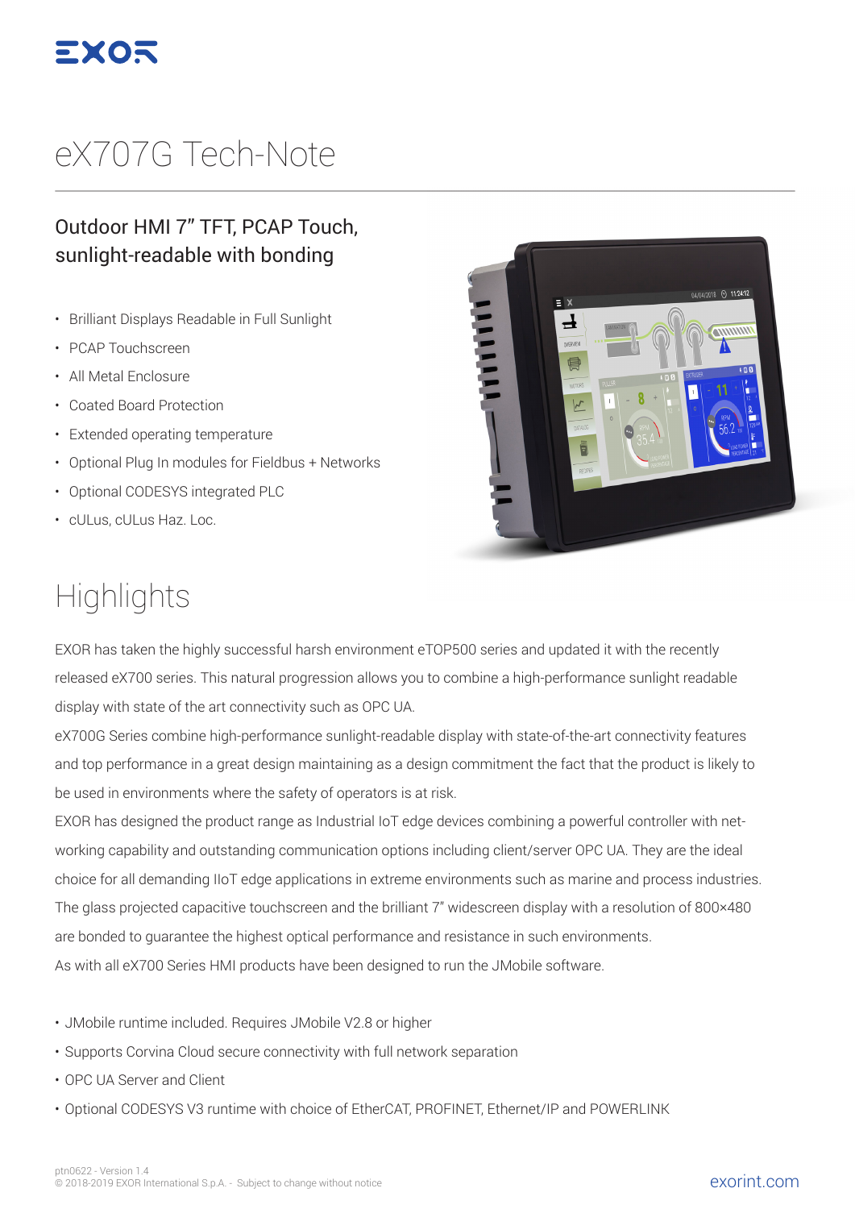EXOR

# eX707G Tech-Note

## Outdoor HMI 7" TFT, PCAP Touch, sunlight-readable with bonding

- Brilliant Displays Readable in Full Sunlight
- PCAP Touchscreen
- All Metal Enclosure
- Coated Board Protection
- Extended operating temperature
- Optional Plug In modules for Fieldbus + Networks
- Optional CODESYS integrated PLC
- cULus, cULus Haz. Loc.

# Highlights

EXOR has taken the highly successful harsh environment eTOP500 series and updated it with the recently released eX700 series. This natural progression allows you to combine a high-performance sunlight readable display with state of the art connectivity such as OPC UA.

eX700G Series combine high-performance sunlight-readable display with state-of-the-art connectivity features and top performance in a great design maintaining as a design commitment the fact that the product is likely to be used in environments where the safety of operators is at risk.

EXOR has designed the product range as Industrial IoT edge devices combining a powerful controller with networking capability and outstanding communication options including client/server OPC UA. They are the ideal choice for all demanding IIoT edge applications in extreme environments such as marine and process industries.

The glass projected capacitive touchscreen and the brilliant 7" widescreen display with a resolution of 800×480 are bonded to guarantee the highest optical performance and resistance in such environments.

As with all eX700 Series HMI products have been designed to run the JMobile software.

- JMobile runtime included. Requires JMobile V2.8 or higher
- Supports Corvina Cloud secure connectivity with full network separation
- OPC UA Server and Client
- Optional CODESYS V3 runtime with choice of EtherCAT, PROFINET, Ethernet/IP and POWERLINK

ptn0622 - Version 1.4
© 2018-2019 EXOR International S.p.A. - Subject to change without notice

exorint.com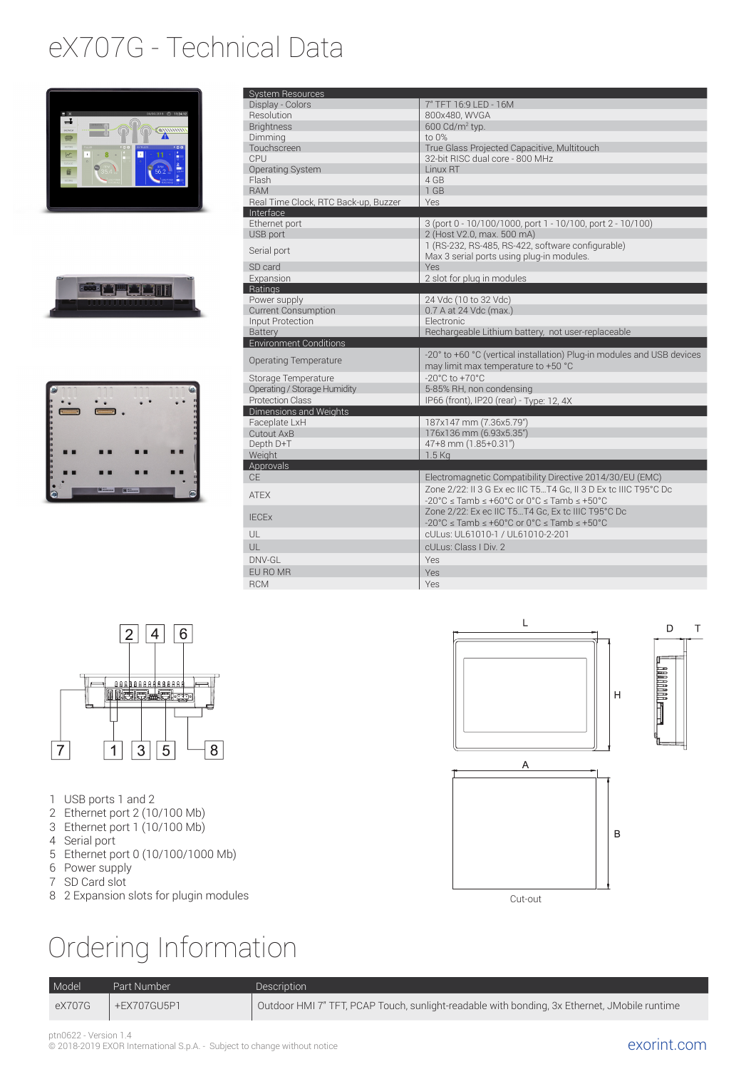# eX707G - Technical Data

| | |
|---|---|
| **System Resources** | |
| Display - Colors | 7" TFT 16:9 LED - 16M |
| Resolution | 800x480, WVGA |
| Brightness | 600 Cd/m² typ. |
| Dimming | to 0% |
| Touchscreen | True Glass Projected Capacitive, Multitouch |
| CPU | 32-bit RISC dual core - 800 MHz |
| Operating System | Linux RT |
| Flash | 4 GB |
| RAM | 1 GB |
| Real Time Clock, RTC Back-up, Buzzer | Yes |
| **Interface** | |
| Ethernet port | 3 (port 0 - 10/100/1000, port 1 - 10/100, port 2 - 10/100) |
| USB port | 2 (Host V2.0, max. 500 mA) |
| Serial port | 1 (RS-232, RS-485, RS-422, software configurable) Max 3 serial ports using plug-in modules. |
| SD card | Yes |
| Expansion | 2 slot for plug in modules |
| **Ratings** | |
| Power supply | 24 Vdc (10 to 32 Vdc) |
| Current Consumption | 0.7 A at 24 Vdc (max.) |
| Input Protection | Electronic |
| Battery | Rechargeable Lithium battery, not user-replaceable |
| **Environment Conditions** | |
| Operating Temperature | -20° to +60 °C (vertical installation) Plug-in modules and USB devices may limit max temperature to +50 °C |
| Storage Temperature | -20°C to +70°C |
| Operating / Storage Humidity | 5-85% RH, non condensing |
| Protection Class | IP66 (front), IP20 (rear) - Type: 12, 4X |
| **Dimensions and Weights** | |
| Faceplate LxH | 187x147 mm (7.36x5.79") |
| Cutout AxB | 176x136 mm (6.93x5.35") |
| Depth D+T | 47+8 mm (1.85+0.31") |
| Weight | 1.5 Kg |
| **Approvals** | |
| CE | Electromagnetic Compatibility Directive 2014/30/EU (EMC) |
| ATEX | Zone 2/22: II 3 G Ex ec IIC T5…T4 Gc, II 3 D Ex tc IIIC T95°C Dc -20°C ≤ Tamb ≤ +60°C or 0°C ≤ Tamb ≤ +50°C |
| IECEx | Zone 2/22: Ex ec IIC T5…T4 Gc, Ex tc IIIC T95°C Dc -20°C ≤ Tamb ≤ +60°C or 0°C ≤ Tamb ≤ +50°C |
| UL | cULus: UL61010-1 / UL61010-2-201 |
| UL | cULus: Class I Div. 2 |
| DNV-GL | Yes |
| EU RO MR | Yes |
| RCM | Yes |

1 USB ports 1 and 2
2 Ethernet port 2 (10/100 Mb)
3 Ethernet port 1 (10/100 Mb)
4 Serial port
5 Ethernet port 0 (10/100/1000 Mb)
6 Power supply
7 SD Card slot
8 2 Expansion slots for plugin modules

L H D T A B

Cut-out

# Ordering Information

| Model | Part Number | Description |
|---|---|---|
| eX707G | +EX707GU5P1 | Outdoor HMI 7" TFT, PCAP Touch, sunlight-readable with bonding, 3x Ethernet, JMobile runtime |

ptn0622 - Version 1.4
© 2018-2019 EXOR International S.p.A. - Subject to change without notice

exorint.com